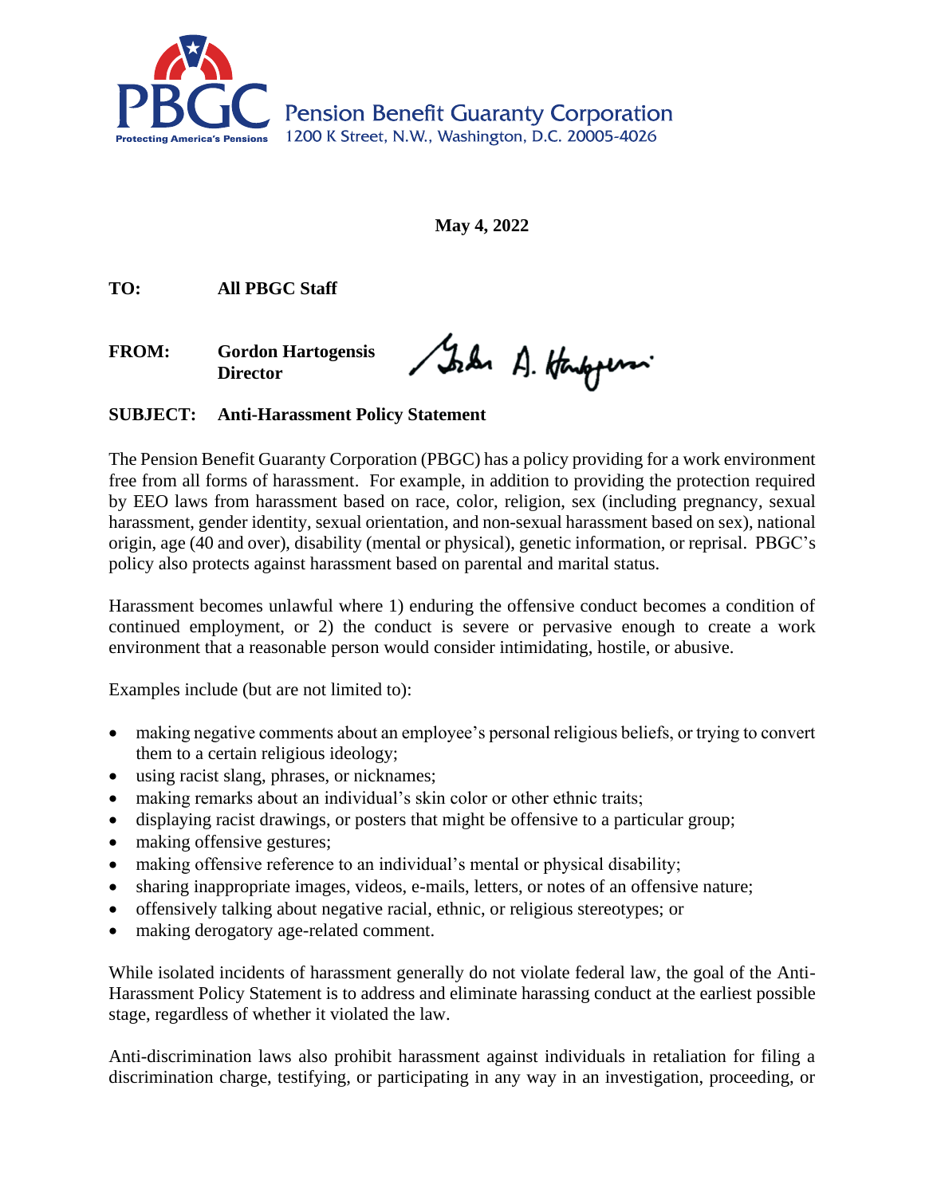PBGC

Protecting America's Pensions

Pension Benefit Guaranty Corporation
1200 K Street, N.W., Washington, D.C. 20005-4026

**May 4, 2022**

**TO:** **All PBGC Staff**

**FROM:** **Gordon Hartogensis**
**Director**

**SUBJECT:** **Anti-Harassment Policy Statement**

The Pension Benefit Guaranty Corporation (PBGC) has a policy providing for a work environment free from all forms of harassment. For example, in addition to providing the protection required by EEO laws from harassment based on race, color, religion, sex (including pregnancy, sexual harassment, gender identity, sexual orientation, and non-sexual harassment based on sex), national origin, age (40 and over), disability (mental or physical), genetic information, or reprisal. PBGC's policy also protects against harassment based on parental and marital status.

Harassment becomes unlawful where 1) enduring the offensive conduct becomes a condition of continued employment, or 2) the conduct is severe or pervasive enough to create a work environment that a reasonable person would consider intimidating, hostile, or abusive.

Examples include (but are not limited to):

- making negative comments about an employee's personal religious beliefs, or trying to convert them to a certain religious ideology;
- using racist slang, phrases, or nicknames;
- making remarks about an individual's skin color or other ethnic traits;
- displaying racist drawings, or posters that might be offensive to a particular group;
- making offensive gestures;
- making offensive reference to an individual's mental or physical disability;
- sharing inappropriate images, videos, e-mails, letters, or notes of an offensive nature;
- offensively talking about negative racial, ethnic, or religious stereotypes; or
- making derogatory age-related comment.

While isolated incidents of harassment generally do not violate federal law, the goal of the Anti-Harassment Policy Statement is to address and eliminate harassing conduct at the earliest possible stage, regardless of whether it violated the law.

Anti-discrimination laws also prohibit harassment against individuals in retaliation for filing a discrimination charge, testifying, or participating in any way in an investigation, proceeding, or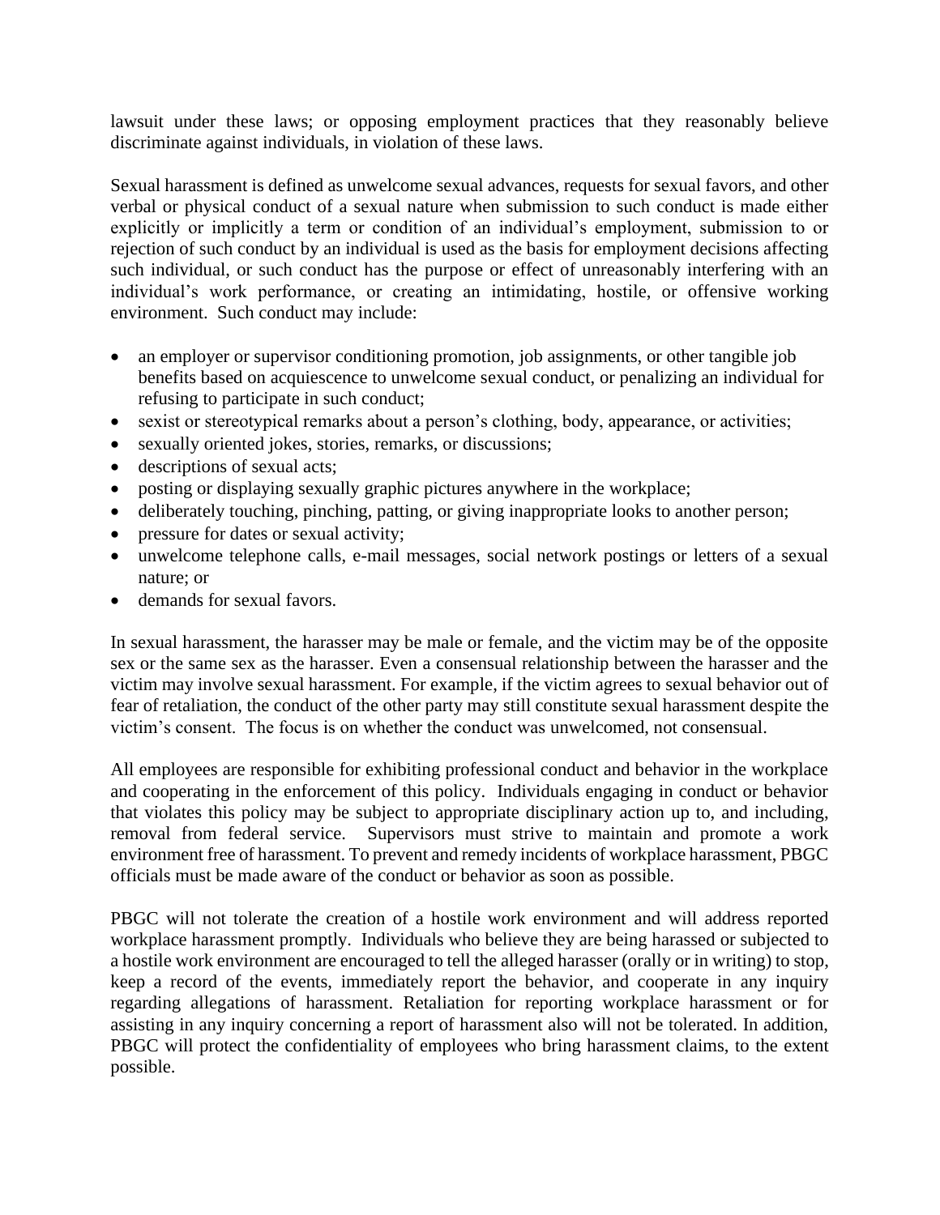lawsuit under these laws; or opposing employment practices that they reasonably believe discriminate against individuals, in violation of these laws.

Sexual harassment is defined as unwelcome sexual advances, requests for sexual favors, and other verbal or physical conduct of a sexual nature when submission to such conduct is made either explicitly or implicitly a term or condition of an individual's employment, submission to or rejection of such conduct by an individual is used as the basis for employment decisions affecting such individual, or such conduct has the purpose or effect of unreasonably interfering with an individual's work performance, or creating an intimidating, hostile, or offensive working environment. Such conduct may include:

- an employer or supervisor conditioning promotion, job assignments, or other tangible job benefits based on acquiescence to unwelcome sexual conduct, or penalizing an individual for refusing to participate in such conduct;
- sexist or stereotypical remarks about a person's clothing, body, appearance, or activities;
- sexually oriented jokes, stories, remarks, or discussions;
- descriptions of sexual acts;
- posting or displaying sexually graphic pictures anywhere in the workplace;
- deliberately touching, pinching, patting, or giving inappropriate looks to another person;
- pressure for dates or sexual activity;
- unwelcome telephone calls, e-mail messages, social network postings or letters of a sexual nature; or
- demands for sexual favors.

In sexual harassment, the harasser may be male or female, and the victim may be of the opposite sex or the same sex as the harasser. Even a consensual relationship between the harasser and the victim may involve sexual harassment. For example, if the victim agrees to sexual behavior out of fear of retaliation, the conduct of the other party may still constitute sexual harassment despite the victim's consent. The focus is on whether the conduct was unwelcomed, not consensual.

All employees are responsible for exhibiting professional conduct and behavior in the workplace and cooperating in the enforcement of this policy. Individuals engaging in conduct or behavior that violates this policy may be subject to appropriate disciplinary action up to, and including, removal from federal service. Supervisors must strive to maintain and promote a work environment free of harassment. To prevent and remedy incidents of workplace harassment, PBGC officials must be made aware of the conduct or behavior as soon as possible.

PBGC will not tolerate the creation of a hostile work environment and will address reported workplace harassment promptly. Individuals who believe they are being harassed or subjected to a hostile work environment are encouraged to tell the alleged harasser (orally or in writing) to stop, keep a record of the events, immediately report the behavior, and cooperate in any inquiry regarding allegations of harassment. Retaliation for reporting workplace harassment or for assisting in any inquiry concerning a report of harassment also will not be tolerated. In addition, PBGC will protect the confidentiality of employees who bring harassment claims, to the extent possible.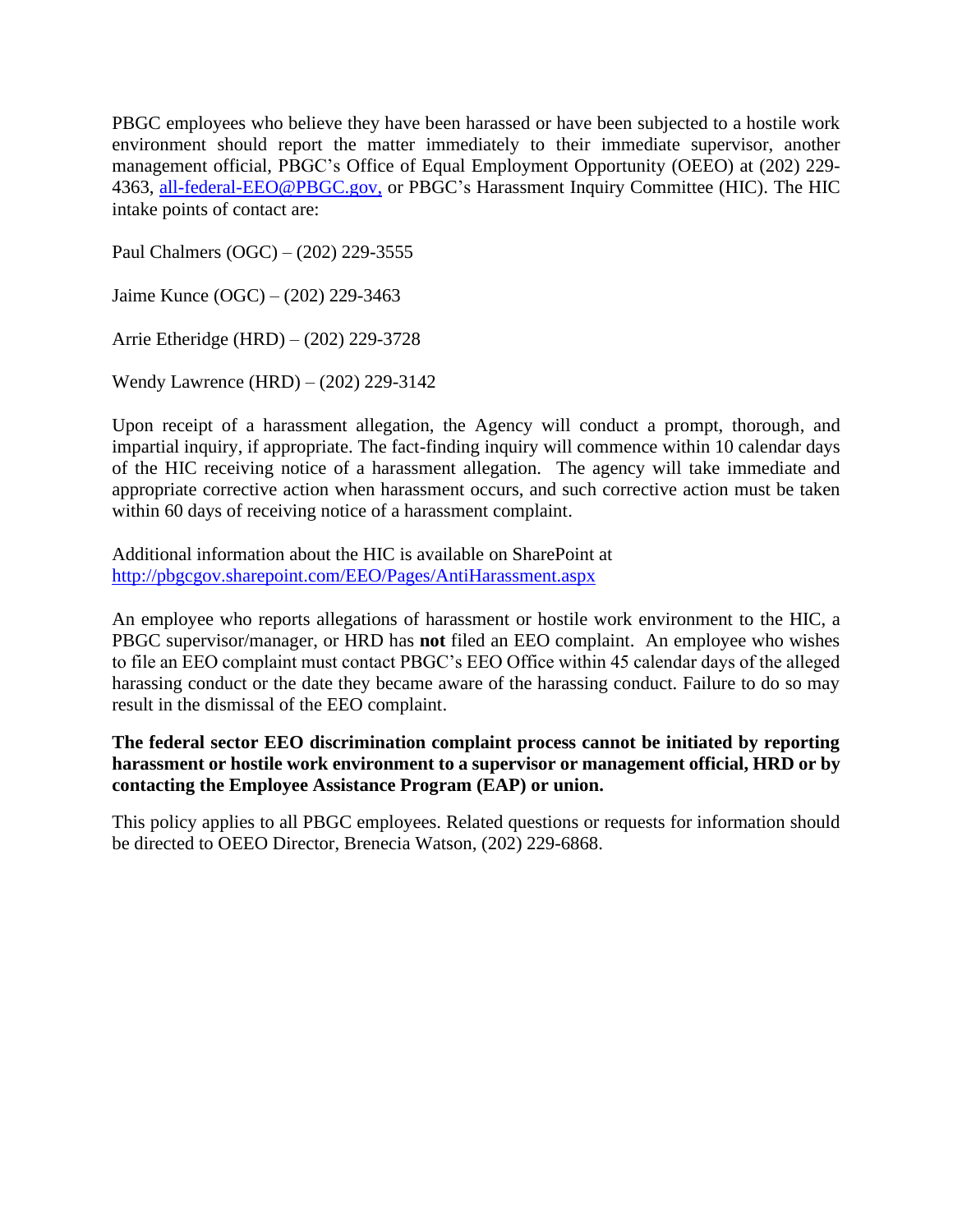PBGC employees who believe they have been harassed or have been subjected to a hostile work environment should report the matter immediately to their immediate supervisor, another management official, PBGC's Office of Equal Employment Opportunity (OEEO) at (202) 229-4363, [all-federal-EEO@PBGC.gov,](mailto:all-federal-EEO@PBGC.gov) or PBGC's Harassment Inquiry Committee (HIC). The HIC intake points of contact are:

Paul Chalmers (OGC) – (202) 229-3555

Jaime Kunce (OGC) – (202) 229-3463

Arrie Etheridge (HRD) – (202) 229-3728

Wendy Lawrence (HRD) – (202) 229-3142

Upon receipt of a harassment allegation, the Agency will conduct a prompt, thorough, and impartial inquiry, if appropriate. The fact-finding inquiry will commence within 10 calendar days of the HIC receiving notice of a harassment allegation. The agency will take immediate and appropriate corrective action when harassment occurs, and such corrective action must be taken within 60 days of receiving notice of a harassment complaint.

Additional information about the HIC is available on SharePoint at
[http://pbgcgov.sharepoint.com/EEO/Pages/AntiHarassment.aspx](http://pbgcgov.sharepoint.com/EEO/Pages/AntiHarassment.aspx)

An employee who reports allegations of harassment or hostile work environment to the HIC, a PBGC supervisor/manager, or HRD has **not** filed an EEO complaint. An employee who wishes to file an EEO complaint must contact PBGC's EEO Office within 45 calendar days of the alleged harassing conduct or the date they became aware of the harassing conduct. Failure to do so may result in the dismissal of the EEO complaint.

**The federal sector EEO discrimination complaint process cannot be initiated by reporting harassment or hostile work environment to a supervisor or management official, HRD or by contacting the Employee Assistance Program (EAP) or union.**

This policy applies to all PBGC employees. Related questions or requests for information should be directed to OEEO Director, Brenecia Watson, (202) 229-6868.